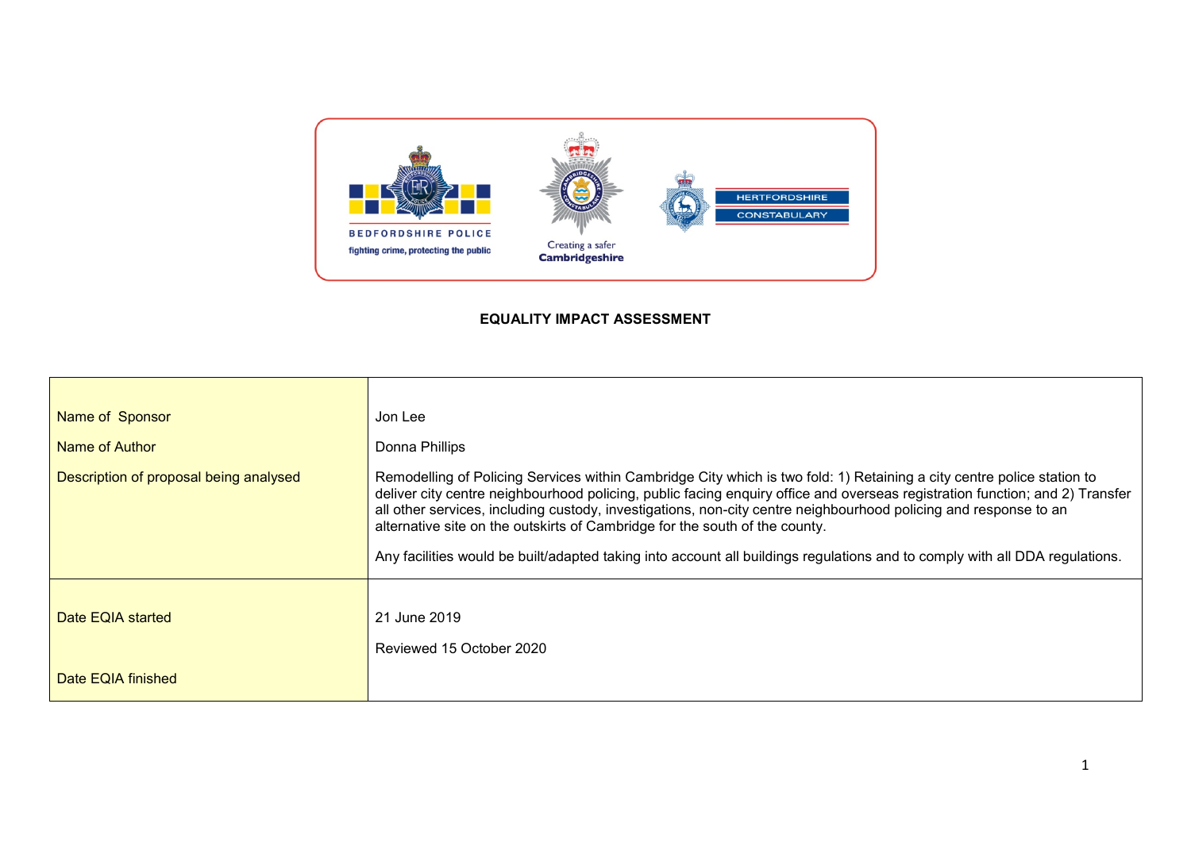**EQUALITY IMPACT ASSESSMENT**

| | |
|---|---|
| Name of Sponsor | Jon Lee |
| Name of Author | Donna Phillips |
| Description of proposal being analysed | Remodelling of Policing Services within Cambridge City which is two fold: 1) Retaining a city centre police station to deliver city centre neighbourhood policing, public facing enquiry office and overseas registration function; and 2) Transfer all other services, including custody, investigations, non-city centre neighbourhood policing and response to an alternative site on the outskirts of Cambridge for the south of the county.<br><br>Any facilities would be built/adapted taking into account all buildings regulations and to comply with all DDA regulations. |
| Date EQIA started | 21 June 2019<br><br>Reviewed 15 October 2020 |
| Date EQIA finished | |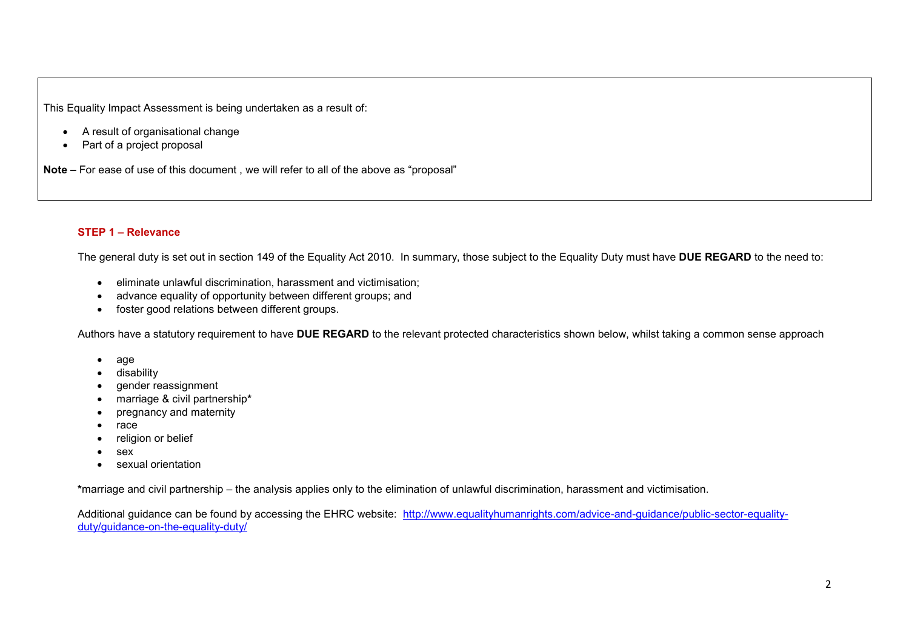This Equality Impact Assessment is being undertaken as a result of:

- A result of organisational change
- Part of a project proposal

**Note** – For ease of use of this document , we will refer to all of the above as "proposal"

### STEP 1 – Relevance

The general duty is set out in section 149 of the Equality Act 2010. In summary, those subject to the Equality Duty must have **DUE REGARD** to the need to:

- eliminate unlawful discrimination, harassment and victimisation;
- advance equality of opportunity between different groups; and
- foster good relations between different groups.

Authors have a statutory requirement to have **DUE REGARD** to the relevant protected characteristics shown below, whilst taking a common sense approach

- age
- disability
- gender reassignment
- marriage & civil partnership*
- pregnancy and maternity
- race
- religion or belief
- sex
- sexual orientation

***marriage and civil partnership – the analysis applies only to the elimination of unlawful discrimination, harassment and victimisation.

Additional guidance can be found by accessing the EHRC website: [http://www.equalityhumanrights.com/advice-and-guidance/public-sector-equality-duty/guidance-on-the-equality-duty/](http://www.equalityhumanrights.com/advice-and-guidance/public-sector-equality-duty/guidance-on-the-equality-duty/)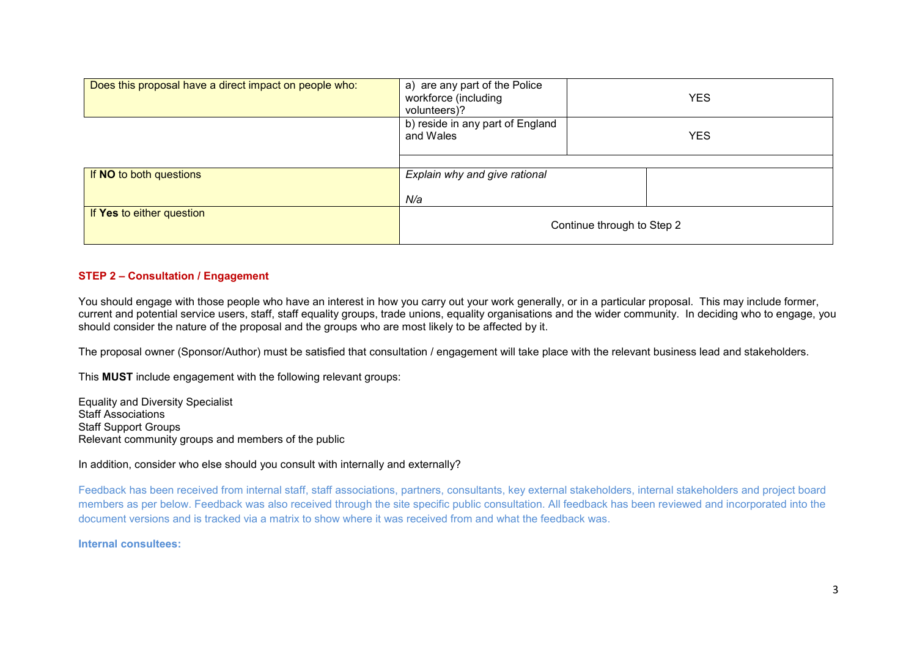| Does this proposal have a direct impact on people who: | a) are any part of the Police workforce (including volunteers)? | YES |
|---|---|---|
| | b) reside in any part of England and Wales | YES |
| If **NO** to both questions | *Explain why and give rational*<br><br>*N/a* | |
| If **Yes** to either question | Continue through to Step 2 | |

## STEP 2 – Consultation / Engagement

You should engage with those people who have an interest in how you carry out your work generally, or in a particular proposal. This may include former, current and potential service users, staff, staff equality groups, trade unions, equality organisations and the wider community. In deciding who to engage, you should consider the nature of the proposal and the groups who are most likely to be affected by it.

The proposal owner (Sponsor/Author) must be satisfied that consultation / engagement will take place with the relevant business lead and stakeholders.

This **MUST** include engagement with the following relevant groups:

Equality and Diversity Specialist
Staff Associations
Staff Support Groups
Relevant community groups and members of the public

In addition, consider who else should you consult with internally and externally?

Feedback has been received from internal staff, staff associations, partners, consultants, key external stakeholders, internal stakeholders and project board members as per below. Feedback was also received through the site specific public consultation. All feedback has been reviewed and incorporated into the document versions and is tracked via a matrix to show where it was received from and what the feedback was.

**Internal consultees:**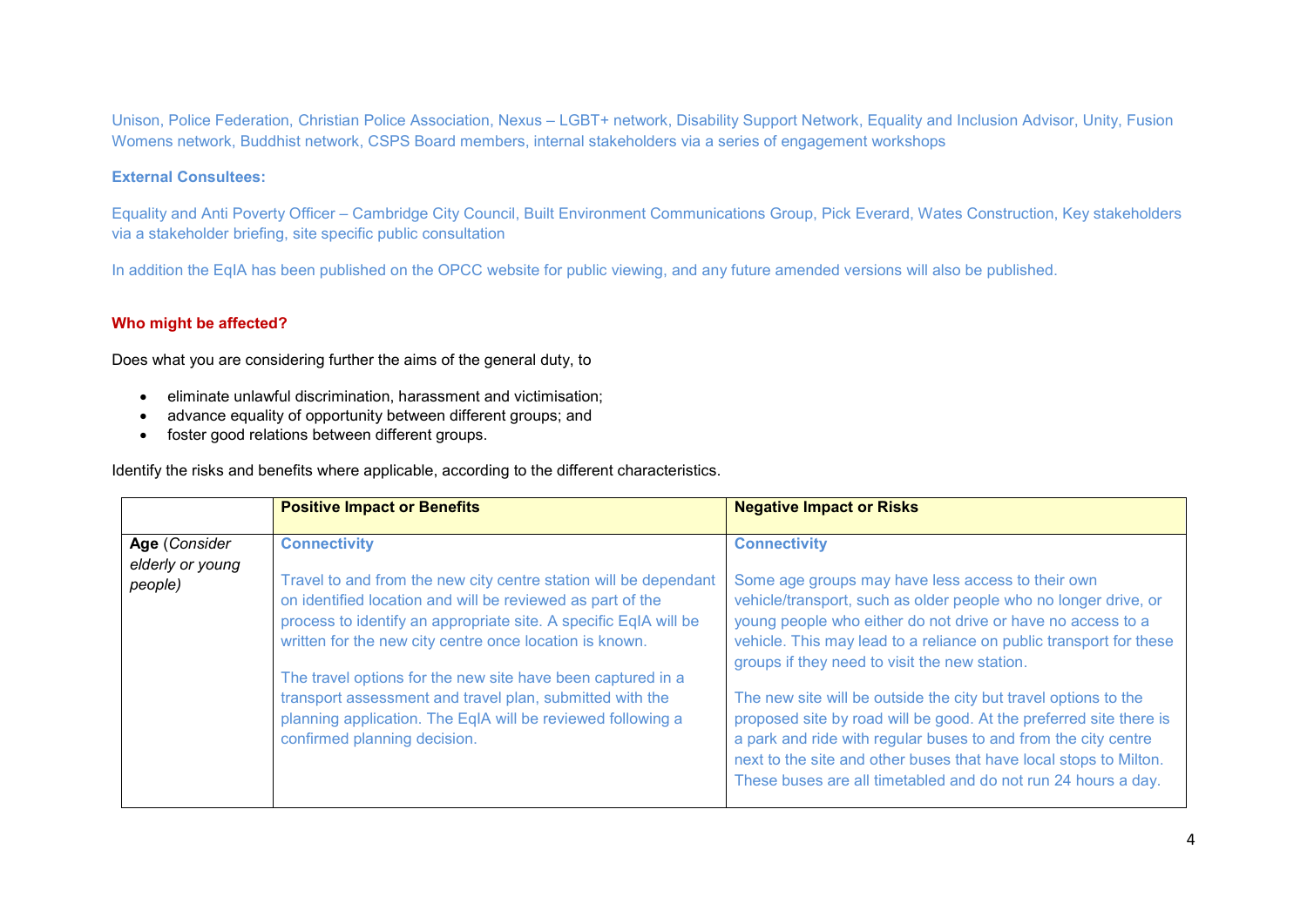Unison, Police Federation, Christian Police Association, Nexus – LGBT+ network, Disability Support Network, Equality and Inclusion Advisor, Unity, Fusion Womens network, Buddhist network, CSPS Board members, internal stakeholders via a series of engagement workshops

**External Consultees:**

Equality and Anti Poverty Officer – Cambridge City Council, Built Environment Communications Group, Pick Everard, Wates Construction, Key stakeholders via a stakeholder briefing, site specific public consultation

In addition the EqIA has been published on the OPCC website for public viewing, and any future amended versions will also be published.

**Who might be affected?**

Does what you are considering further the aims of the general duty, to

- eliminate unlawful discrimination, harassment and victimisation;
- advance equality of opportunity between different groups; and
- foster good relations between different groups.

Identify the risks and benefits where applicable, according to the different characteristics.

| | **Positive Impact or Benefits** | **Negative Impact or Risks** |
|---|---|---|
| **Age** (*Consider elderly or young people)* | **Connectivity**<br><br>Travel to and from the new city centre station will be dependant on identified location and will be reviewed as part of the process to identify an appropriate site. A specific EqIA will be written for the new city centre once location is known.<br><br>The travel options for the new site have been captured in a transport assessment and travel plan, submitted with the planning application. The EqIA will be reviewed following a confirmed planning decision. | **Connectivity**<br><br>Some age groups may have less access to their own vehicle/transport, such as older people who no longer drive, or young people who either do not drive or have no access to a vehicle. This may lead to a reliance on public transport for these groups if they need to visit the new station.<br><br>The new site will be outside the city but travel options to the proposed site by road will be good. At the preferred site there is a park and ride with regular buses to and from the city centre next to the site and other buses that have local stops to Milton. These buses are all timetabled and do not run 24 hours a day. |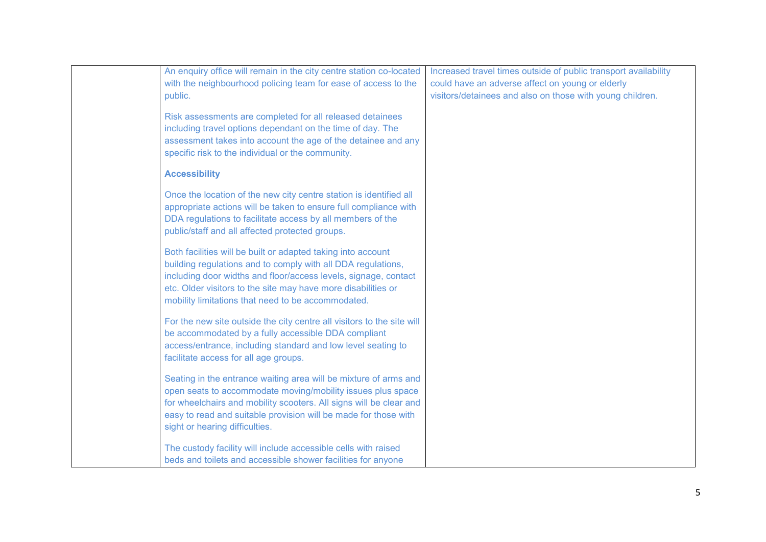|  |  |  |
|---|---|---|
|  | An enquiry office will remain in the city centre station co-located with the neighbourhood policing team for ease of access to the public.<br><br>Risk assessments are completed for all released detainees including travel options dependant on the time of day. The assessment takes into account the age of the detainee and any specific risk to the individual or the community.<br><br>**Accessibility**<br><br>Once the location of the new city centre station is identified all appropriate actions will be taken to ensure full compliance with DDA regulations to facilitate access by all members of the public/staff and all affected protected groups.<br><br>Both facilities will be built or adapted taking into account building regulations and to comply with all DDA regulations, including door widths and floor/access levels, signage, contact etc. Older visitors to the site may have more disabilities or mobility limitations that need to be accommodated.<br><br>For the new site outside the city centre all visitors to the site will be accommodated by a fully accessible DDA compliant access/entrance, including standard and low level seating to facilitate access for all age groups.<br><br>Seating in the entrance waiting area will be mixture of arms and open seats to accommodate moving/mobility issues plus space for wheelchairs and mobility scooters. All signs will be clear and easy to read and suitable provision will be made for those with sight or hearing difficulties.<br><br>The custody facility will include accessible cells with raised beds and toilets and accessible shower facilities for anyone | Increased travel times outside of public transport availability could have an adverse affect on young or elderly visitors/detainees and also on those with young children. |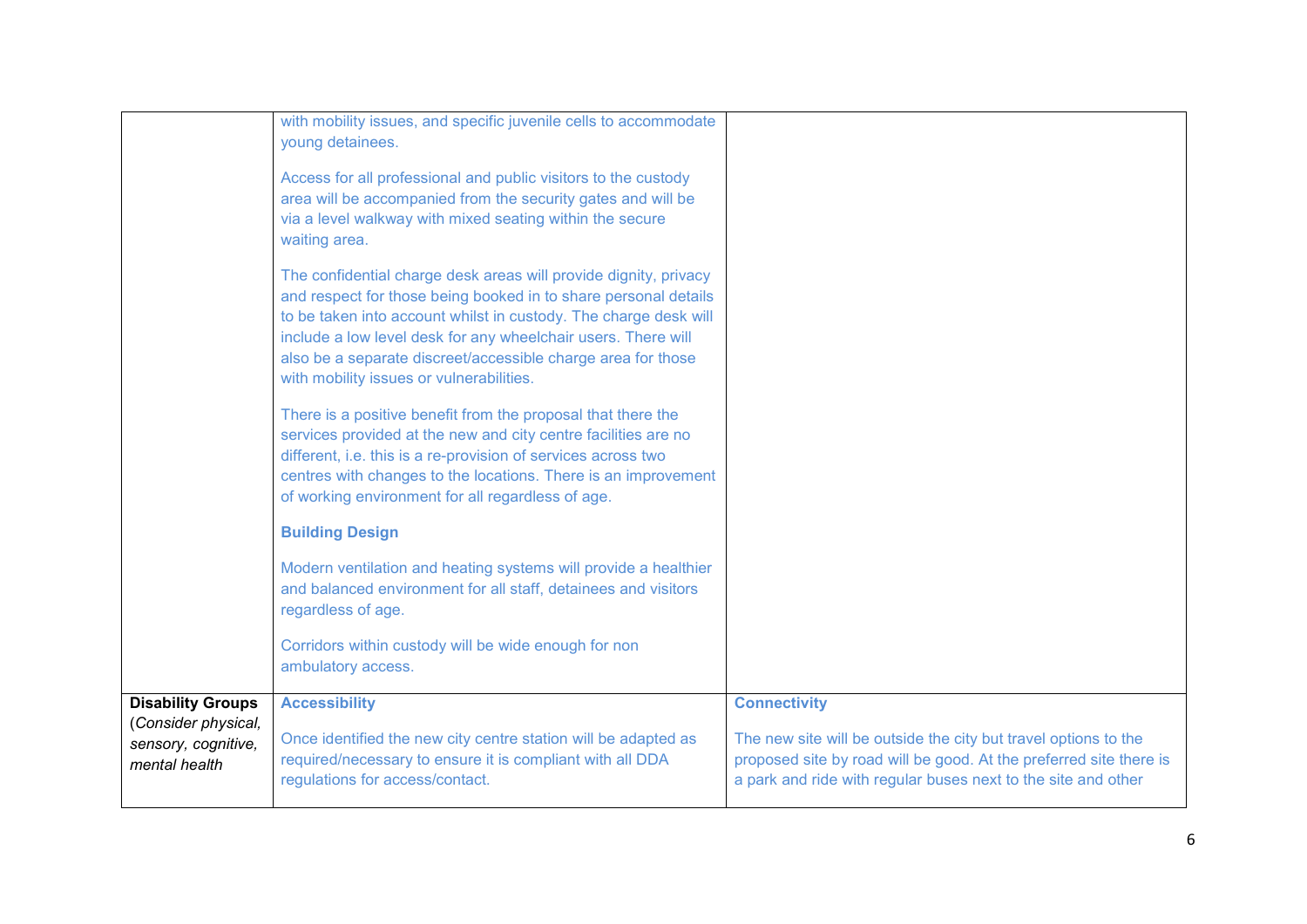| | | |
|---|---|---|
| | with mobility issues, and specific juvenile cells to accommodate young detainees.<br><br>Access for all professional and public visitors to the custody area will be accompanied from the security gates and will be via a level walkway with mixed seating within the secure waiting area.<br><br>The confidential charge desk areas will provide dignity, privacy and respect for those being booked in to share personal details to be taken into account whilst in custody. The charge desk will include a low level desk for any wheelchair users. There will also be a separate discreet/accessible charge area for those with mobility issues or vulnerabilities.<br><br>There is a positive benefit from the proposal that there the services provided at the new and city centre facilities are no different, i.e. this is a re-provision of services across two centres with changes to the locations. There is an improvement of working environment for all regardless of age.<br><br>**Building Design**<br><br>Modern ventilation and heating systems will provide a healthier and balanced environment for all staff, detainees and visitors regardless of age.<br><br>Corridors within custody will be wide enough for non ambulatory access. | |
| **Disability Groups** (*Consider physical, sensory, cognitive, mental health* | **Accessibility**<br><br>Once identified the new city centre station will be adapted as required/necessary to ensure it is compliant with all DDA regulations for access/contact. | **Connectivity**<br><br>The new site will be outside the city but travel options to the proposed site by road will be good. At the preferred site there is a park and ride with regular buses next to the site and other |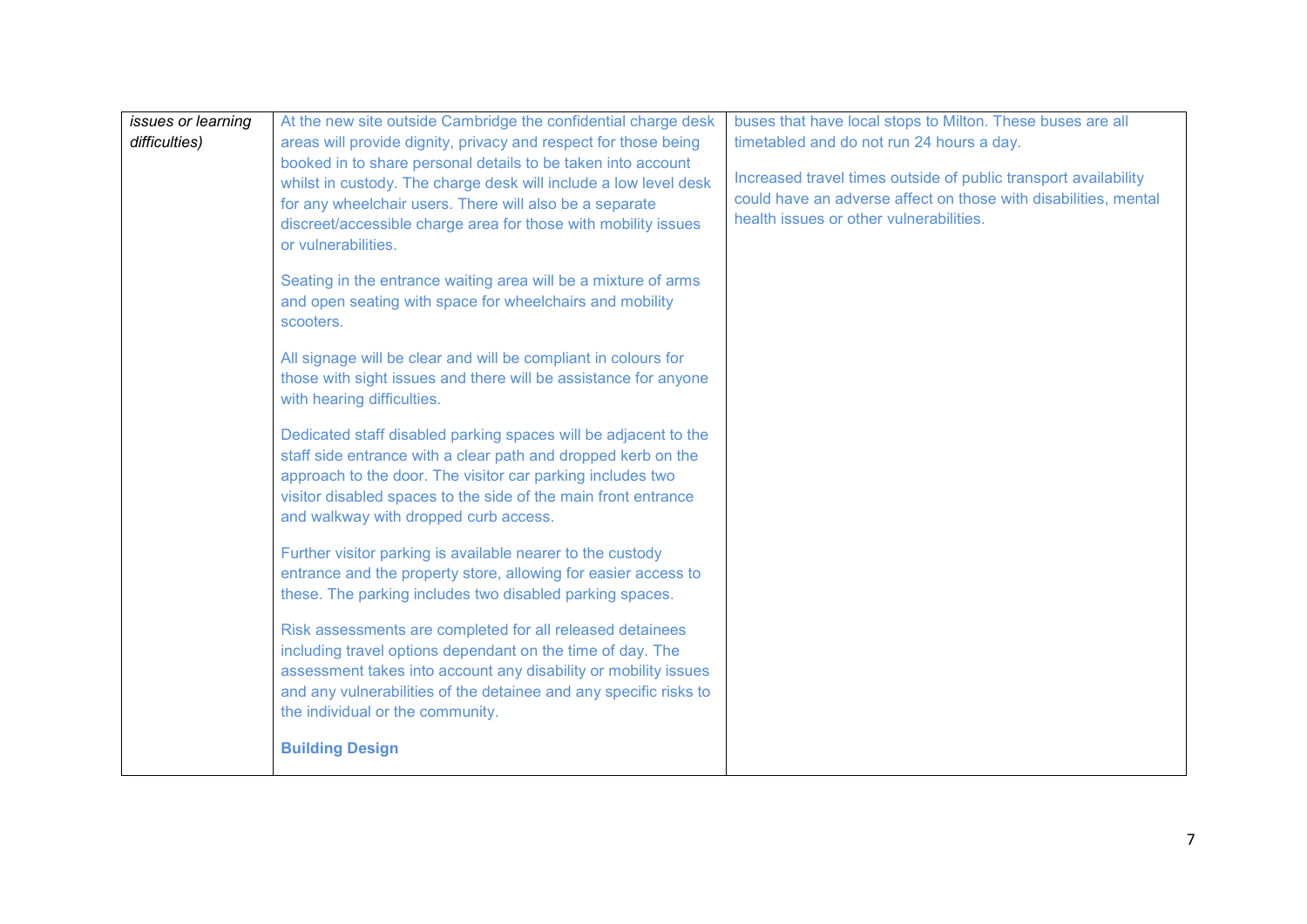| | | |
|---|---|---|
| *issues or learning difficulties)* | At the new site outside Cambridge the confidential charge desk areas will provide dignity, privacy and respect for those being booked in to share personal details to be taken into account whilst in custody. The charge desk will include a low level desk for any wheelchair users. There will also be a separate discreet/accessible charge area for those with mobility issues or vulnerabilities.<br><br>Seating in the entrance waiting area will be a mixture of arms and open seating with space for wheelchairs and mobility scooters.<br><br>All signage will be clear and will be compliant in colours for those with sight issues and there will be assistance for anyone with hearing difficulties.<br><br>Dedicated staff disabled parking spaces will be adjacent to the staff side entrance with a clear path and dropped kerb on the approach to the door. The visitor car parking includes two visitor disabled spaces to the side of the main front entrance and walkway with dropped curb access.<br><br>Further visitor parking is available nearer to the custody entrance and the property store, allowing for easier access to these. The parking includes two disabled parking spaces.<br><br>Risk assessments are completed for all released detainees including travel options dependant on the time of day. The assessment takes into account any disability or mobility issues and any vulnerabilities of the detainee and any specific risks to the individual or the community.<br><br>**Building Design** | buses that have local stops to Milton. These buses are all timetabled and do not run 24 hours a day.<br><br>Increased travel times outside of public transport availability could have an adverse affect on those with disabilities, mental health issues or other vulnerabilities. |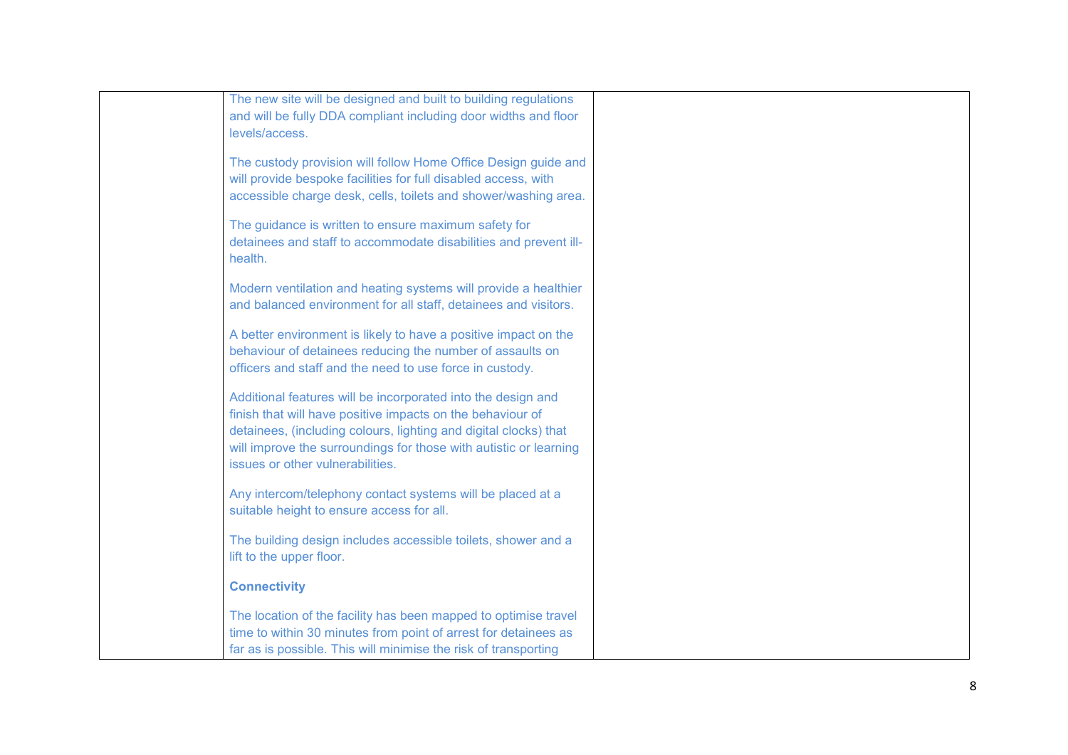| | | |
|---|---|---|
| | The new site will be designed and built to building regulations and will be fully DDA compliant including door widths and floor levels/access.<br><br>The custody provision will follow Home Office Design guide and will provide bespoke facilities for full disabled access, with accessible charge desk, cells, toilets and shower/washing area.<br><br>The guidance is written to ensure maximum safety for detainees and staff to accommodate disabilities and prevent ill-health.<br><br>Modern ventilation and heating systems will provide a healthier and balanced environment for all staff, detainees and visitors.<br><br>A better environment is likely to have a positive impact on the behaviour of detainees reducing the number of assaults on officers and staff and the need to use force in custody.<br><br>Additional features will be incorporated into the design and finish that will have positive impacts on the behaviour of detainees, (including colours, lighting and digital clocks) that will improve the surroundings for those with autistic or learning issues or other vulnerabilities.<br><br>Any intercom/telephony contact systems will be placed at a suitable height to ensure access for all.<br><br>The building design includes accessible toilets, shower and a lift to the upper floor.<br><br>**Connectivity**<br><br>The location of the facility has been mapped to optimise travel time to within 30 minutes from point of arrest for detainees as far as is possible. This will minimise the risk of transporting | |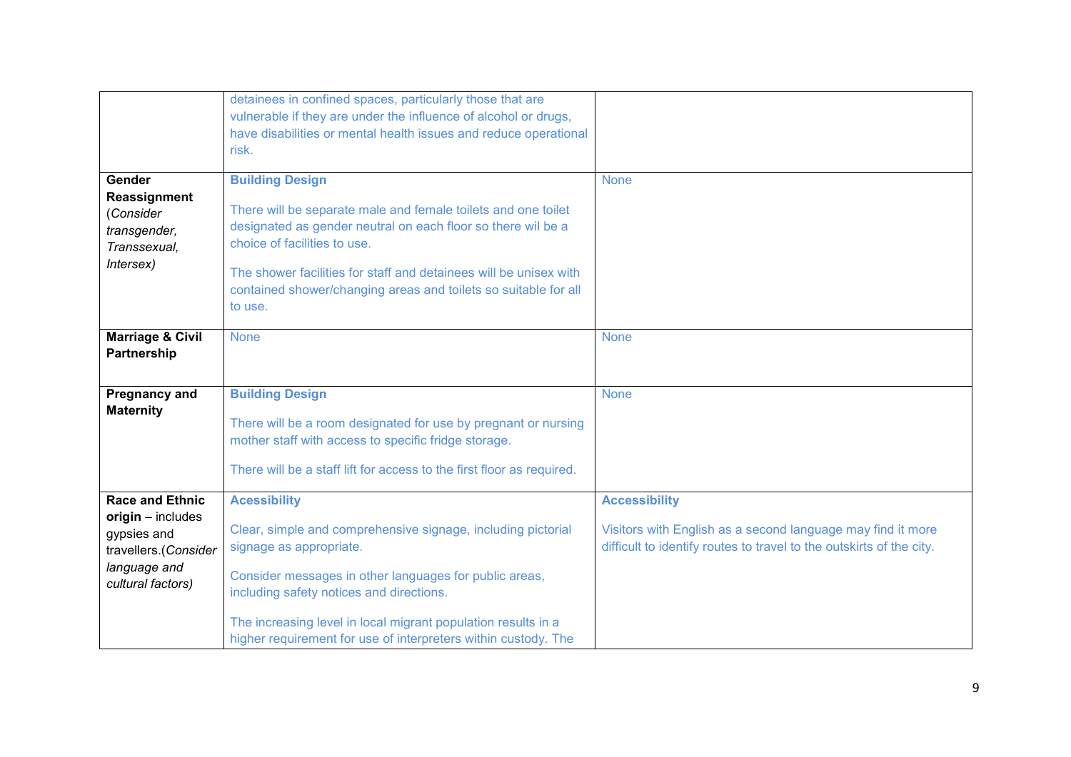| | | |
|---|---|---|
| | detainees in confined spaces, particularly those that are vulnerable if they are under the influence of alcohol or drugs, have disabilities or mental health issues and reduce operational risk. | |
| **Gender Reassignment** (*Consider transgender, Transsexual, Intersex)* | **Building Design**<br><br>There will be separate male and female toilets and one toilet designated as gender neutral on each floor so there wil be a choice of facilities to use.<br><br>The shower facilities for staff and detainees will be unisex with contained shower/changing areas and toilets so suitable for all to use. | None |
| **Marriage & Civil Partnership** | None | None |
| **Pregnancy and Maternity** | **Building Design**<br><br>There will be a room designated for use by pregnant or nursing mother staff with access to specific fridge storage.<br><br>There will be a staff lift for access to the first floor as required. | None |
| **Race and Ethnic origin** – includes gypsies and travellers.(*Consider language and cultural factors)* | **Acessibility**<br><br>Clear, simple and comprehensive signage, including pictorial signage as appropriate.<br><br>Consider messages in other languages for public areas, including safety notices and directions.<br><br>The increasing level in local migrant population results in a higher requirement for use of interpreters within custody. The | **Accessibility**<br><br>Visitors with English as a second language may find it more difficult to identify routes to travel to the outskirts of the city. |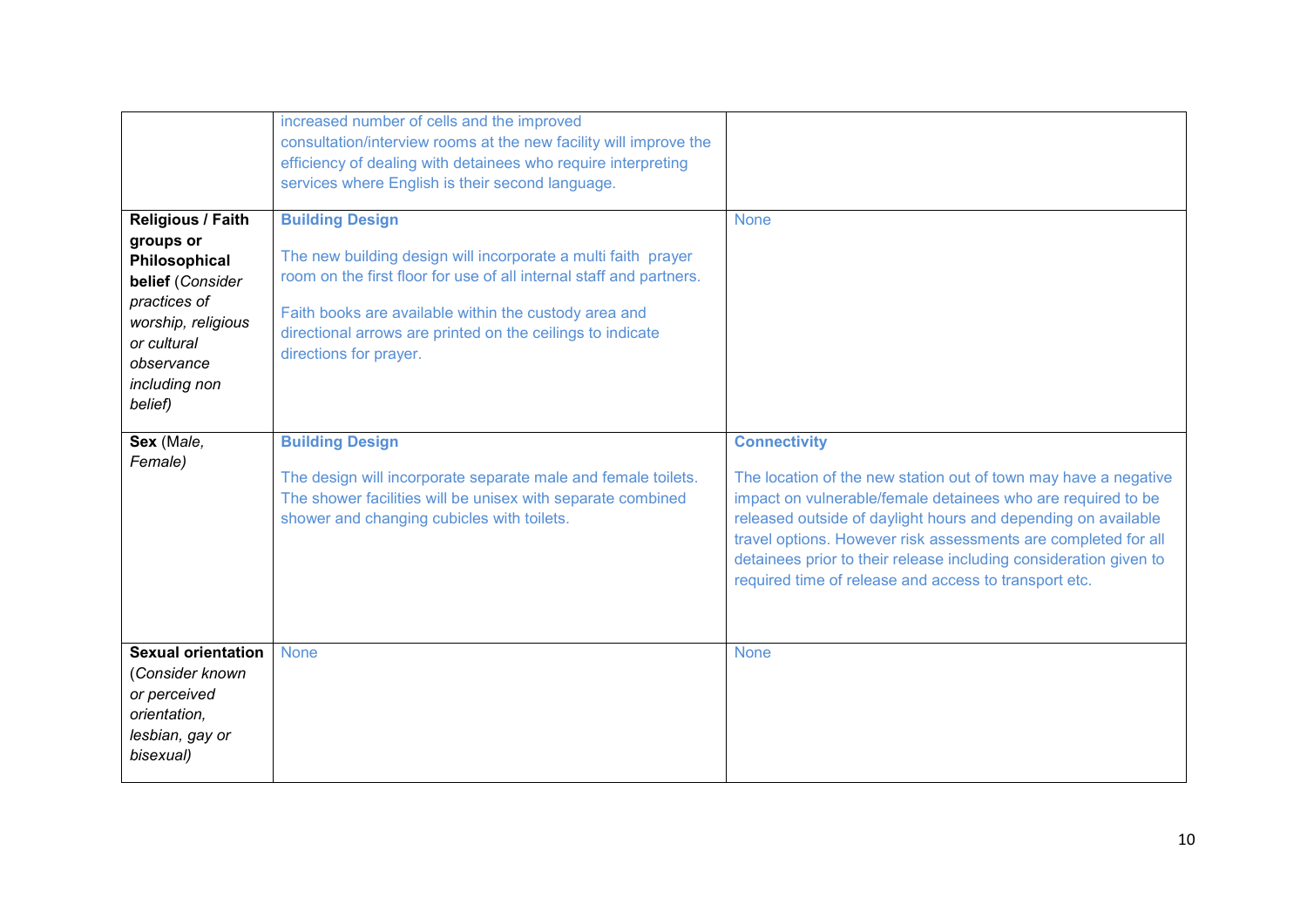| | | |
|---|---|---|
| | increased number of cells and the improved consultation/interview rooms at the new facility will improve the efficiency of dealing with detainees who require interpreting services where English is their second language. | |
| **Religious / Faith groups or Philosophical belief** (*Consider practices of worship, religious or cultural observance including non belief*) | **Building Design**<br><br>The new building design will incorporate a multi faith prayer room on the first floor for use of all internal staff and partners.<br><br>Faith books are available within the custody area and directional arrows are printed on the ceilings to indicate directions for prayer. | None |
| **Sex** (M*ale, Female)* | **Building Design**<br><br>The design will incorporate separate male and female toilets. The shower facilities will be unisex with separate combined shower and changing cubicles with toilets. | **Connectivity**<br><br>The location of the new station out of town may have a negative impact on vulnerable/female detainees who are required to be released outside of daylight hours and depending on available travel options. However risk assessments are completed for all detainees prior to their release including consideration given to required time of release and access to transport etc. |
| **Sexual orientation** (*Consider known or perceived orientation, lesbian, gay or bisexual)* | None | None |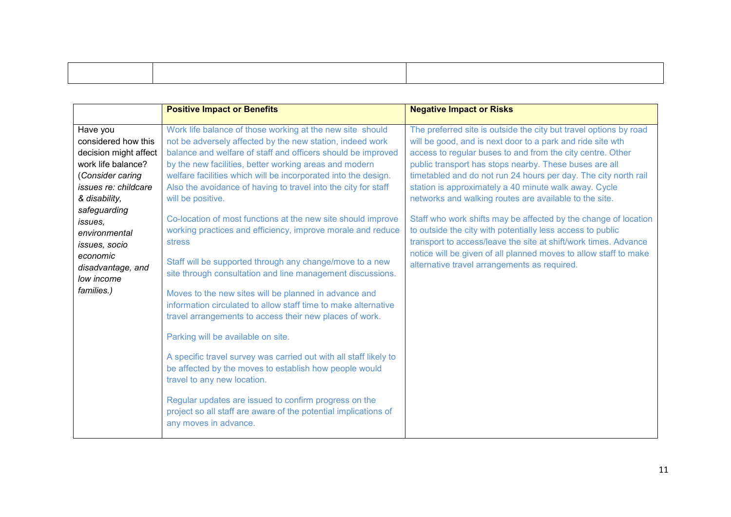| | Positive Impact or Benefits | Negative Impact or Risks |
|---|---|---|
| Have you considered how this decision might affect work life balance? (*Consider caring issues re: childcare & disability, safeguarding issues, environmental issues, socio economic disadvantage, and low income families.)* | Work life balance of those working at the new site should not be adversely affected by the new station, indeed work balance and welfare of staff and officers should be improved by the new facilities, better working areas and modern welfare facilities which will be incorporated into the design. Also the avoidance of having to travel into the city for staff will be positive.<br><br>Co-location of most functions at the new site should improve working practices and efficiency, improve morale and reduce stress<br><br>Staff will be supported through any change/move to a new site through consultation and line management discussions.<br><br>Moves to the new sites will be planned in advance and information circulated to allow staff time to make alternative travel arrangements to access their new places of work.<br><br>Parking will be available on site.<br><br>A specific travel survey was carried out with all staff likely to be affected by the moves to establish how people would travel to any new location.<br><br>Regular updates are issued to confirm progress on the project so all staff are aware of the potential implications of any moves in advance. | The preferred site is outside the city but travel options by road will be good, and is next door to a park and ride site wth access to regular buses to and from the city centre. Other public transport has stops nearby. These buses are all timetabled and do not run 24 hours per day. The city north rail station is approximately a 40 minute walk away. Cycle networks and walking routes are available to the site.<br><br>Staff who work shifts may be affected by the change of location to outside the city with potentially less access to public transport to access/leave the site at shift/work times. Advance notice will be given of all planned moves to allow staff to make alternative travel arrangements as required. |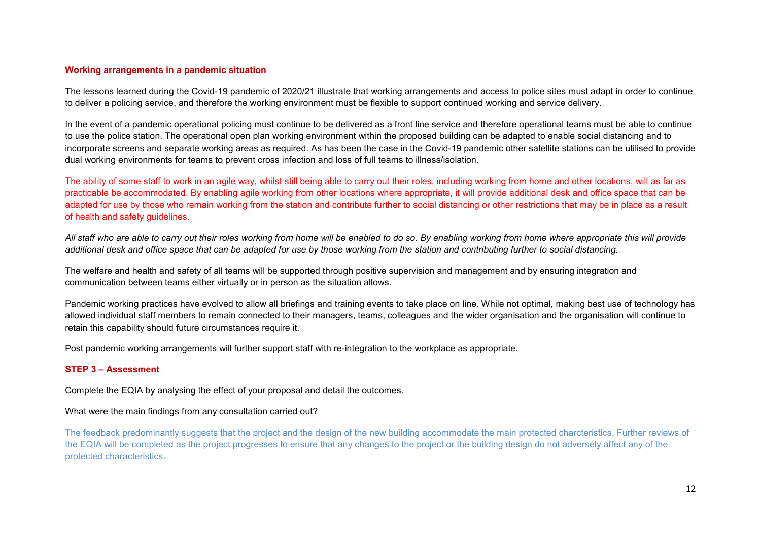**Working arrangements in a pandemic situation**

The lessons learned during the Covid-19 pandemic of 2020/21 illustrate that working arrangements and access to police sites must adapt in order to continue to deliver a policing service, and therefore the working environment must be flexible to support continued working and service delivery.

In the event of a pandemic operational policing must continue to be delivered as a front line service and therefore operational teams must be able to continue to use the police station. The operational open plan working environment within the proposed building can be adapted to enable social distancing and to incorporate screens and separate working areas as required. As has been the case in the Covid-19 pandemic other satellite stations can be utilised to provide dual working environments for teams to prevent cross infection and loss of full teams to illness/isolation.

The ability of some staff to work in an agile way, whilst still being able to carry out their roles, including working from home and other locations, will as far as practicable be accommodated. By enabling agile working from other locations where appropriate, it will provide additional desk and office space that can be adapted for use by those who remain working from the station and contribute further to social distancing or other restrictions that may be in place as a result of health and safety guidelines.

*All staff who are able to carry out their roles working from home will be enabled to do so. By enabling working from home where appropriate this will provide additional desk and office space that can be adapted for use by those working from the station and contributing further to social distancing.*

The welfare and health and safety of all teams will be supported through positive supervision and management and by ensuring integration and communication between teams either virtually or in person as the situation allows.

Pandemic working practices have evolved to allow all briefings and training events to take place on line. While not optimal, making best use of technology has allowed individual staff members to remain connected to their managers, teams, colleagues and the wider organisation and the organisation will continue to retain this capability should future circumstances require it.

Post pandemic working arrangements will further support staff with re-integration to the workplace as appropriate.

**STEP 3 – Assessment**

Complete the EQIA by analysing the effect of your proposal and detail the outcomes.

What were the main findings from any consultation carried out?

The feedback predominantly suggests that the project and the design of the new building accommodate the main protected charcteristics. Further reviews of the EQIA will be completed as the project progresses to ensure that any changes to the project or the building design do not adversely affect any of the protected characteristics.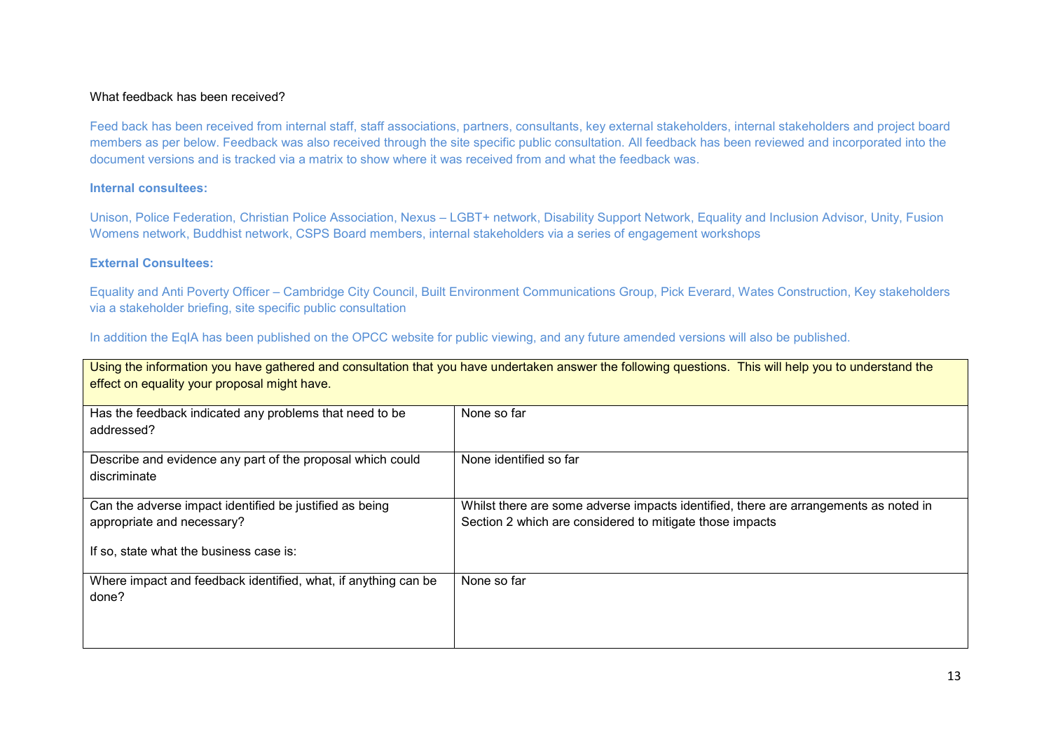What feedback has been received?

Feed back has been received from internal staff, staff associations, partners, consultants, key external stakeholders, internal stakeholders and project board members as per below. Feedback was also received through the site specific public consultation. All feedback has been reviewed and incorporated into the document versions and is tracked via a matrix to show where it was received from and what the feedback was.

**Internal consultees:**

Unison, Police Federation, Christian Police Association, Nexus – LGBT+ network, Disability Support Network, Equality and Inclusion Advisor, Unity, Fusion Womens network, Buddhist network, CSPS Board members, internal stakeholders via a series of engagement workshops

**External Consultees:**

Equality and Anti Poverty Officer – Cambridge City Council, Built Environment Communications Group, Pick Everard, Wates Construction, Key stakeholders via a stakeholder briefing, site specific public consultation

In addition the EqIA has been published on the OPCC website for public viewing, and any future amended versions will also be published.

| Using the information you have gathered and consultation that you have undertaken answer the following questions. This will help you to understand the effect on equality your proposal might have. | |
|---|---|
| Has the feedback indicated any problems that need to be addressed? | None so far |
| Describe and evidence any part of the proposal which could discriminate | None identified so far |
| Can the adverse impact identified be justified as being appropriate and necessary?<br><br>If so, state what the business case is: | Whilst there are some adverse impacts identified, there are arrangements as noted in Section 2 which are considered to mitigate those impacts |
| Where impact and feedback identified, what, if anything can be done? | None so far |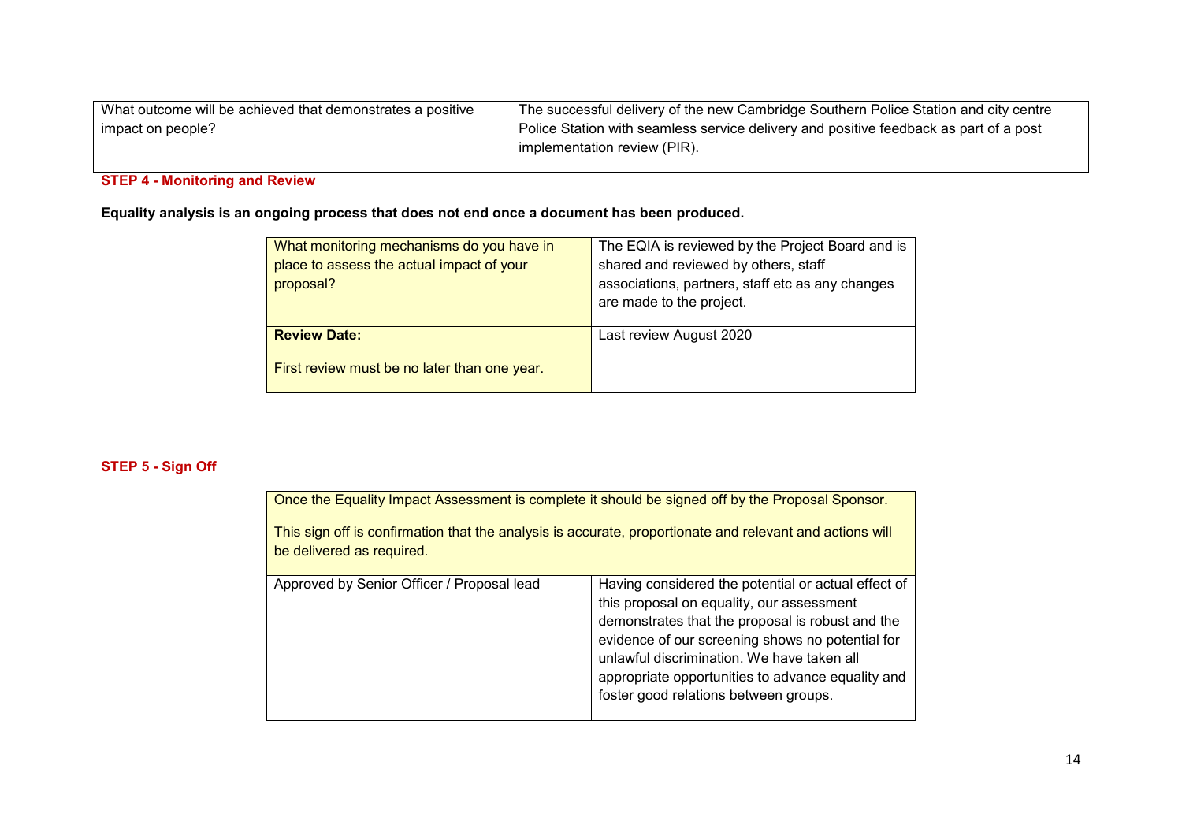| What outcome will be achieved that demonstrates a positive impact on people? | The successful delivery of the new Cambridge Southern Police Station and city centre Police Station with seamless service delivery and positive feedback as part of a post implementation review (PIR). |
|---|---|

**STEP 4 - Monitoring and Review**

**Equality analysis is an ongoing process that does not end once a document has been produced.**

| What monitoring mechanisms do you have in place to assess the actual impact of your proposal? | The EQIA is reviewed by the Project Board and is shared and reviewed by others, staff associations, partners, staff etc as any changes are made to the project. |
|---|---|
| **Review Date:**<br><br>First review must be no later than one year. | Last review August 2020 |

**STEP 5 - Sign Off**

| Once the Equality Impact Assessment is complete it should be signed off by the Proposal Sponsor.<br><br>This sign off is confirmation that the analysis is accurate, proportionate and relevant and actions will be delivered as required. | |
|---|---|
| Approved by Senior Officer / Proposal lead | Having considered the potential or actual effect of this proposal on equality, our assessment demonstrates that the proposal is robust and the evidence of our screening shows no potential for unlawful discrimination. We have taken all appropriate opportunities to advance equality and foster good relations between groups. |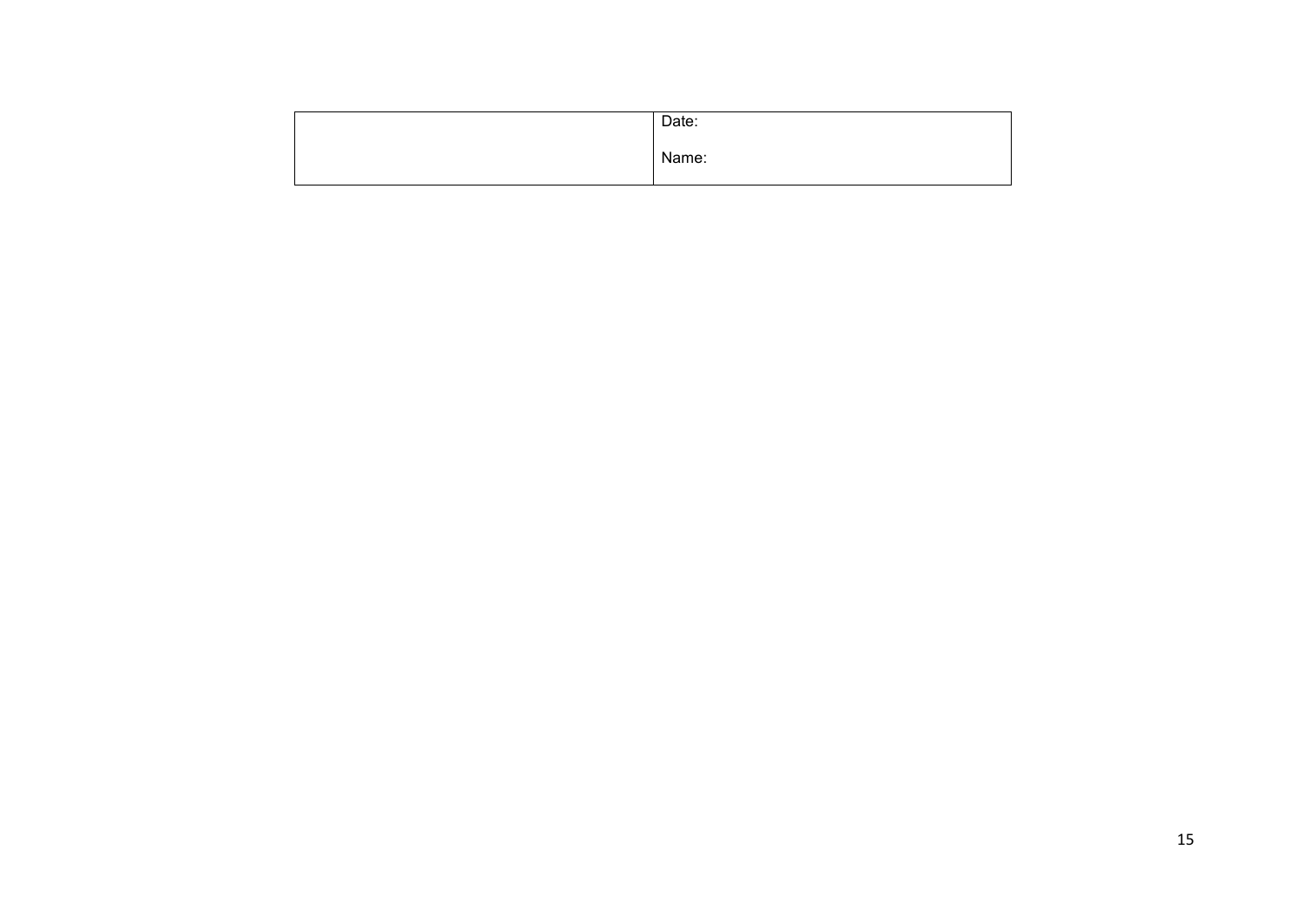| | |
|---|---|
| | Date:<br><br>Name: |